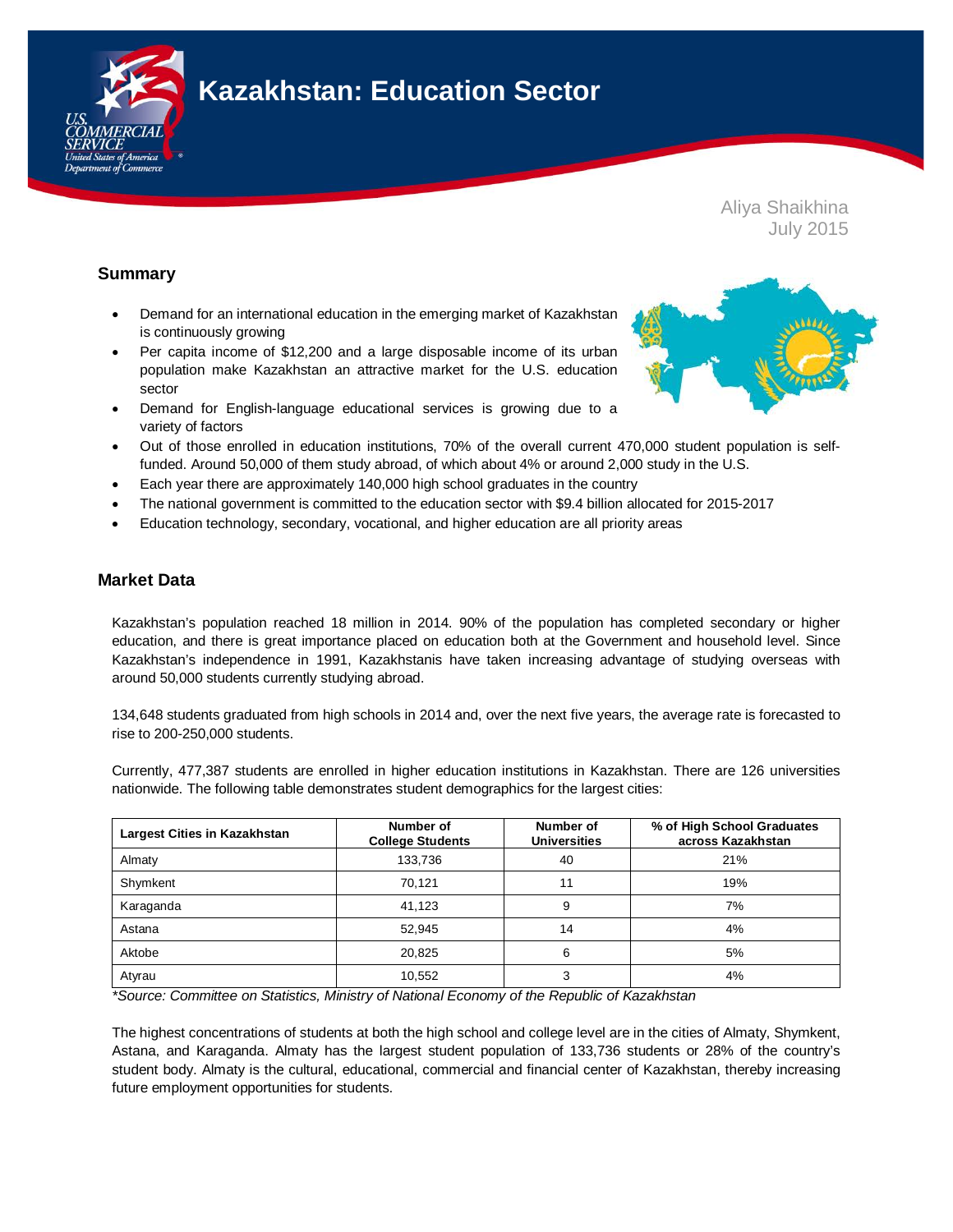# Kazakhstan: Education Sector

Aliya Shaikhina
July 2015

## Summary

- Demand for an international education in the emerging market of Kazakhstan is continuously growing
- Per capita income of $12,200 and a large disposable income of its urban population make Kazakhstan an attractive market for the U.S. education sector
- Demand for English-language educational services is growing due to a variety of factors
- Out of those enrolled in education institutions, 70% of the overall current 470,000 student population is self-funded. Around 50,000 of them study abroad, of which about 4% or around 2,000 study in the U.S.
- Each year there are approximately 140,000 high school graduates in the country
- The national government is committed to the education sector with $9.4 billion allocated for 2015-2017
- Education technology, secondary, vocational, and higher education are all priority areas

## Market Data

Kazakhstan's population reached 18 million in 2014. 90% of the population has completed secondary or higher education, and there is great importance placed on education both at the Government and household level. Since Kazakhstan's independence in 1991, Kazakhstanis have taken increasing advantage of studying overseas with around 50,000 students currently studying abroad.

134,648 students graduated from high schools in 2014 and, over the next five years, the average rate is forecasted to rise to 200-250,000 students.

Currently, 477,387 students are enrolled in higher education institutions in Kazakhstan. There are 126 universities nationwide. The following table demonstrates student demographics for the largest cities:

| Largest Cities in Kazakhstan | Number of College Students | Number of Universities | % of High School Graduates across Kazakhstan |
|---|---|---|---|
| Almaty | 133,736 | 40 | 21% |
| Shymkent | 70,121 | 11 | 19% |
| Karaganda | 41,123 | 9 | 7% |
| Astana | 52,945 | 14 | 4% |
| Aktobe | 20,825 | 6 | 5% |
| Atyrau | 10,552 | 3 | 4% |

*\*Source: Committee on Statistics, Ministry of National Economy of the Republic of Kazakhstan*

The highest concentrations of students at both the high school and college level are in the cities of Almaty, Shymkent, Astana, and Karaganda. Almaty has the largest student population of 133,736 students or 28% of the country's student body. Almaty is the cultural, educational, commercial and financial center of Kazakhstan, thereby increasing future employment opportunities for students.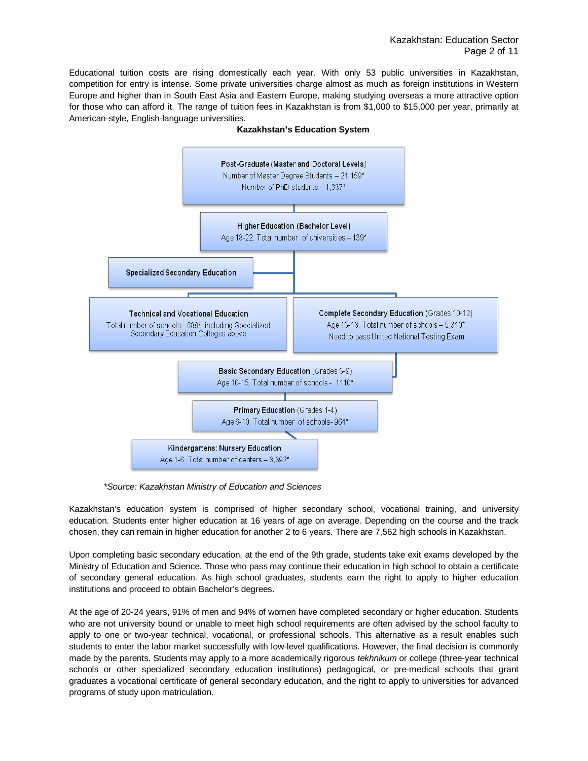Educational tuition costs are rising domestically each year. With only 53 public universities in Kazakhstan, competition for entry is intense. Some private universities charge almost as much as foreign institutions in Western Europe and higher than in South East Asia and Eastern Europe, making studying overseas a more attractive option for those who can afford it. The range of tuition fees in Kazakhstan is from $1,000 to $15,000 per year, primarily at American-style, English-language universities.

**Kazakhstan's Education System**

**Post-Graduate (Master and Doctoral Levels)**
Number of Master Degree Students – 21,159*
Number of PhD students – 1,337*

**Higher Education (Bachelor Level)**
Age 18-22. Total number of universities – 139*

**Specialized Secondary Education**

**Technical and Vocational Education**
Total number of schools - 888*, including Specialized Secondary Education Colleges above

**Complete Secondary Education** (Grades 10-12)
Age 15-18. Total number of schools – 5,310*
Need to pass United National Testing Exam

**Basic Secondary Education** (Grades 5-9)
Age 10-15. Total number of schools - 1110*

**Primary Education** (Grades 1-4)
Age 6-10. Total number of schools- 964*

**Kindergartens: Nursery Education**
Age 1-6. Total number of centers – 8,392*

*\*Source: Kazakhstan Ministry of Education and Sciences*

Kazakhstan's education system is comprised of higher secondary school, vocational training, and university education. Students enter higher education at 16 years of age on average. Depending on the course and the track chosen, they can remain in higher education for another 2 to 6 years. There are 7,562 high schools in Kazakhstan.

Upon completing basic secondary education, at the end of the 9th grade, students take exit exams developed by the Ministry of Education and Science. Those who pass may continue their education in high school to obtain a certificate of secondary general education. As high school graduates, students earn the right to apply to higher education institutions and proceed to obtain Bachelor's degrees.

At the age of 20-24 years, 91% of men and 94% of women have completed secondary or higher education. Students who are not university bound or unable to meet high school requirements are often advised by the school faculty to apply to one or two-year technical, vocational, or professional schools. This alternative as a result enables such students to enter the labor market successfully with low-level qualifications. However, the final decision is commonly made by the parents. Students may apply to a more academically rigorous *tekhnikum* or college (three-year technical schools or other specialized secondary education institutions) pedagogical, or pre-medical schools that grant graduates a vocational certificate of general secondary education, and the right to apply to universities for advanced programs of study upon matriculation.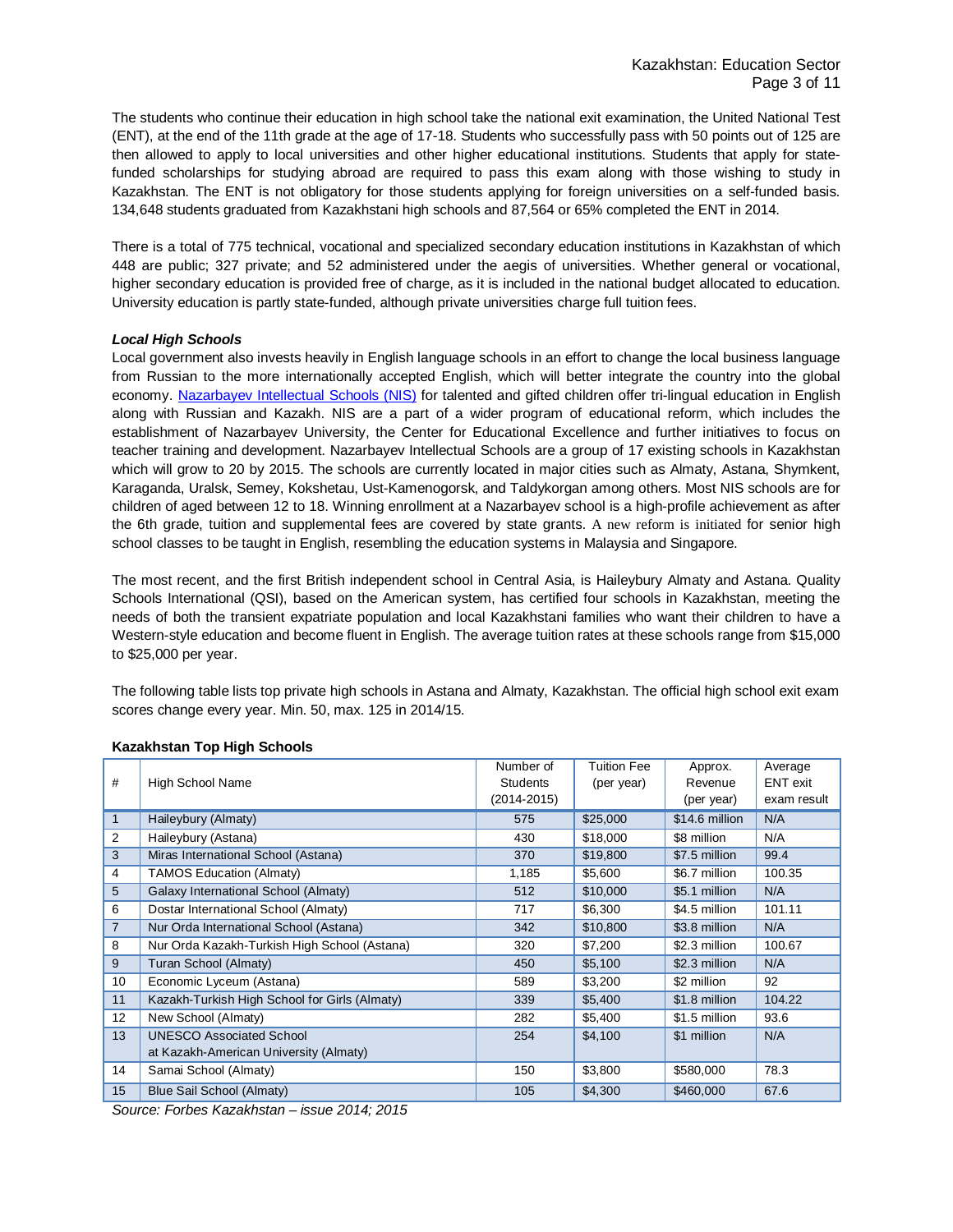The students who continue their education in high school take the national exit examination, the United National Test (ENT), at the end of the 11th grade at the age of 17-18. Students who successfully pass with 50 points out of 125 are then allowed to apply to local universities and other higher educational institutions. Students that apply for state-funded scholarships for studying abroad are required to pass this exam along with those wishing to study in Kazakhstan. The ENT is not obligatory for those students applying for foreign universities on a self-funded basis. 134,648 students graduated from Kazakhstani high schools and 87,564 or 65% completed the ENT in 2014.

There is a total of 775 technical, vocational and specialized secondary education institutions in Kazakhstan of which 448 are public; 327 private; and 52 administered under the aegis of universities. Whether general or vocational, higher secondary education is provided free of charge, as it is included in the national budget allocated to education. University education is partly state-funded, although private universities charge full tuition fees.

***Local High Schools***

Local government also invests heavily in English language schools in an effort to change the local business language from Russian to the more internationally accepted English, which will better integrate the country into the global economy. Nazarbayev Intellectual Schools (NIS) for talented and gifted children offer tri-lingual education in English along with Russian and Kazakh. NIS are a part of a wider program of educational reform, which includes the establishment of Nazarbayev University, the Center for Educational Excellence and further initiatives to focus on teacher training and development. Nazarbayev Intellectual Schools are a group of 17 existing schools in Kazakhstan which will grow to 20 by 2015. The schools are currently located in major cities such as Almaty, Astana, Shymkent, Karaganda, Uralsk, Semey, Kokshetau, Ust-Kamenogorsk, and Taldykorgan among others. Most NIS schools are for children of aged between 12 to 18. Winning enrollment at a Nazarbayev school is a high-profile achievement as after the 6th grade, tuition and supplemental fees are covered by state grants. A new reform is initiated for senior high school classes to be taught in English, resembling the education systems in Malaysia and Singapore.

The most recent, and the first British independent school in Central Asia, is Haileybury Almaty and Astana. Quality Schools International (QSI), based on the American system, has certified four schools in Kazakhstan, meeting the needs of both the transient expatriate population and local Kazakhstani families who want their children to have a Western-style education and become fluent in English. The average tuition rates at these schools range from $15,000 to $25,000 per year.

The following table lists top private high schools in Astana and Almaty, Kazakhstan. The official high school exit exam scores change every year. Min. 50, max. 125 in 2014/15.

**Kazakhstan Top High Schools**

| # | High School Name | Number of Students (2014-2015) | Tuition Fee (per year) | Approx. Revenue (per year) | Average ENT exit exam result |
|---|---|---|---|---|---|
| 1 | Haileybury (Almaty) | 575 | $25,000 | $14.6 million | N/A |
| 2 | Haileybury (Astana) | 430 | $18,000 | $8 million | N/A |
| 3 | Miras International School (Astana) | 370 | $19,800 | $7.5 million | 99.4 |
| 4 | TAMOS Education (Almaty) | 1,185 | $5,600 | $6.7 million | 100.35 |
| 5 | Galaxy International School (Almaty) | 512 | $10,000 | $5.1 million | N/A |
| 6 | Dostar International School (Almaty) | 717 | $6,300 | $4.5 million | 101.11 |
| 7 | Nur Orda International School (Astana) | 342 | $10,800 | $3.8 million | N/A |
| 8 | Nur Orda Kazakh-Turkish High School (Astana) | 320 | $7,200 | $2.3 million | 100.67 |
| 9 | Turan School (Almaty) | 450 | $5,100 | $2.3 million | N/A |
| 10 | Economic Lyceum (Astana) | 589 | $3,200 | $2 million | 92 |
| 11 | Kazakh-Turkish High School for Girls (Almaty) | 339 | $5,400 | $1.8 million | 104.22 |
| 12 | New School (Almaty) | 282 | $5,400 | $1.5 million | 93.6 |
| 13 | UNESCO Associated School at Kazakh-American University (Almaty) | 254 | $4,100 | $1 million | N/A |
| 14 | Samai School (Almaty) | 150 | $3,800 | $580,000 | 78.3 |
| 15 | Blue Sail School (Almaty) | 105 | $4,300 | $460,000 | 67.6 |

*Source: Forbes Kazakhstan – issue 2014; 2015*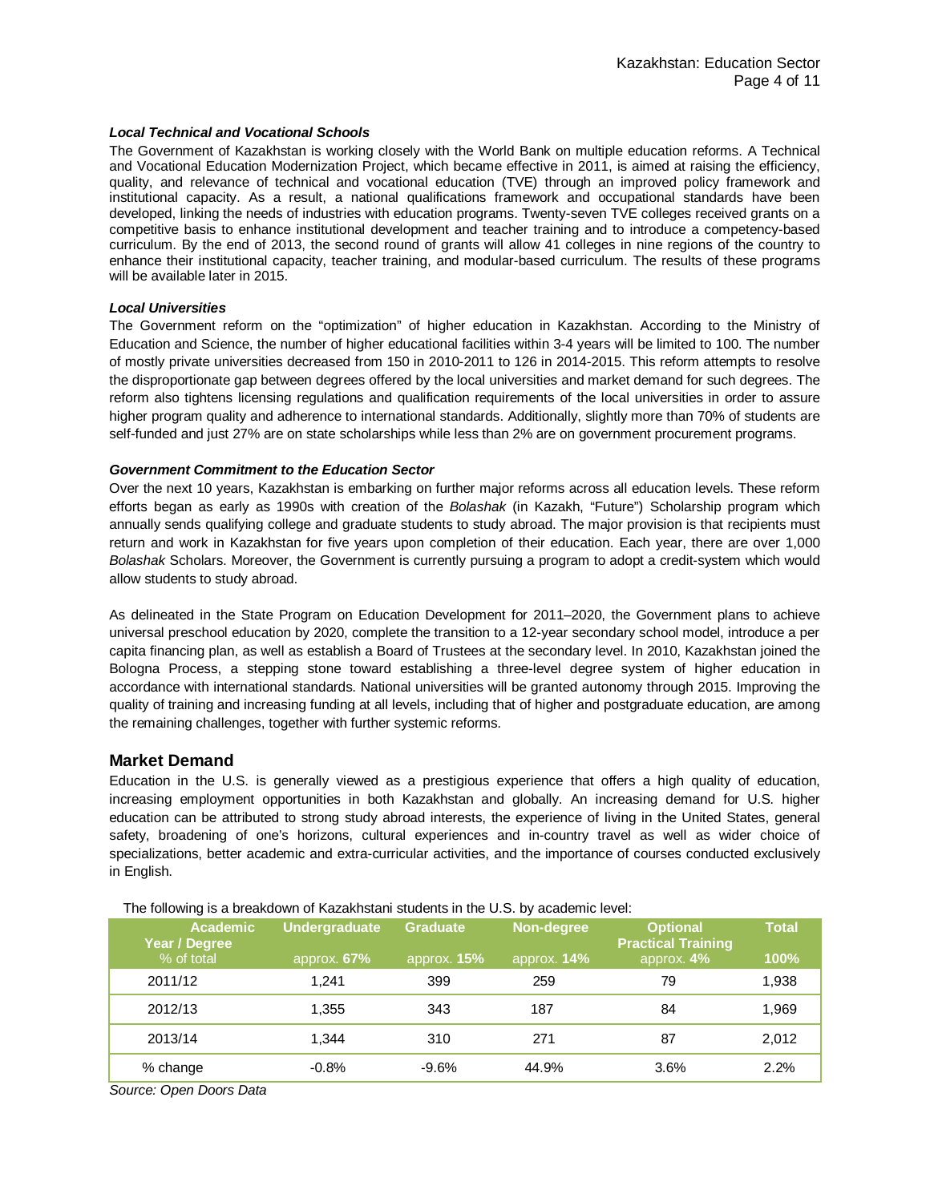***Local Technical and Vocational Schools***

The Government of Kazakhstan is working closely with the World Bank on multiple education reforms. A Technical and Vocational Education Modernization Project, which became effective in 2011, is aimed at raising the efficiency, quality, and relevance of technical and vocational education (TVE) through an improved policy framework and institutional capacity. As a result, a national qualifications framework and occupational standards have been developed, linking the needs of industries with education programs. Twenty-seven TVE colleges received grants on a competitive basis to enhance institutional development and teacher training and to introduce a competency-based curriculum. By the end of 2013, the second round of grants will allow 41 colleges in nine regions of the country to enhance their institutional capacity, teacher training, and modular-based curriculum. The results of these programs will be available later in 2015.

***Local Universities***

The Government reform on the "optimization" of higher education in Kazakhstan. According to the Ministry of Education and Science, the number of higher educational facilities within 3-4 years will be limited to 100. The number of mostly private universities decreased from 150 in 2010-2011 to 126 in 2014-2015. This reform attempts to resolve the disproportionate gap between degrees offered by the local universities and market demand for such degrees. The reform also tightens licensing regulations and qualification requirements of the local universities in order to assure higher program quality and adherence to international standards. Additionally, slightly more than 70% of students are self-funded and just 27% are on state scholarships while less than 2% are on government procurement programs.

***Government Commitment to the Education Sector***

Over the next 10 years, Kazakhstan is embarking on further major reforms across all education levels. These reform efforts began as early as 1990s with creation of the *Bolashak* (in Kazakh, "Future") Scholarship program which annually sends qualifying college and graduate students to study abroad. The major provision is that recipients must return and work in Kazakhstan for five years upon completion of their education. Each year, there are over 1,000 *Bolashak* Scholars. Moreover, the Government is currently pursuing a program to adopt a credit-system which would allow students to study abroad.

As delineated in the State Program on Education Development for 2011–2020, the Government plans to achieve universal preschool education by 2020, complete the transition to a 12-year secondary school model, introduce a per capita financing plan, as well as establish a Board of Trustees at the secondary level. In 2010, Kazakhstan joined the Bologna Process, a stepping stone toward establishing a three-level degree system of higher education in accordance with international standards. National universities will be granted autonomy through 2015. Improving the quality of training and increasing funding at all levels, including that of higher and postgraduate education, are among the remaining challenges, together with further systemic reforms.

## Market Demand

Education in the U.S. is generally viewed as a prestigious experience that offers a high quality of education, increasing employment opportunities in both Kazakhstan and globally. An increasing demand for U.S. higher education can be attributed to strong study abroad interests, the experience of living in the United States, general safety, broadening of one's horizons, cultural experiences and in-country travel as well as wider choice of specializations, better academic and extra-curricular activities, and the importance of courses conducted exclusively in English.

The following is a breakdown of Kazakhstani students in the U.S. by academic level:

| Academic Year / Degree | Undergraduate | Graduate | Non-degree | Optional Practical Training | Total |
|---|---|---|---|---|---|
| % of total | approx. **67%** | approx. **15%** | approx. **14%** | approx. **4%** | **100%** |
| 2011/12 | 1,241 | 399 | 259 | 79 | 1,938 |
| 2012/13 | 1,355 | 343 | 187 | 84 | 1,969 |
| 2013/14 | 1,344 | 310 | 271 | 87 | 2,012 |
| % change | -0.8% | -9.6% | 44.9% | 3.6% | 2.2% |

*Source: Open Doors Data*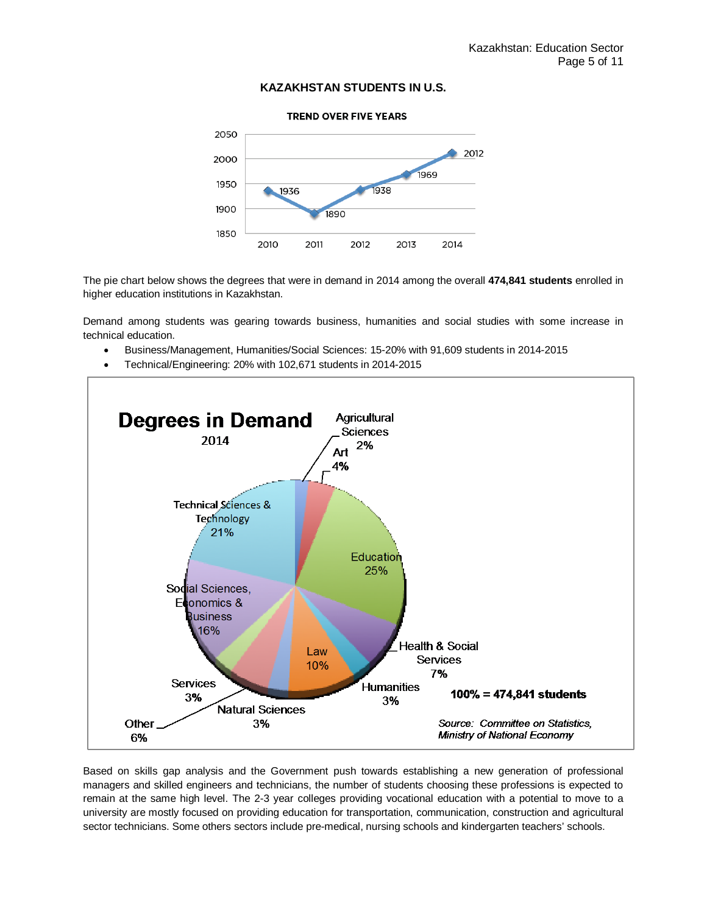**KAZAKHSTAN STUDENTS IN U.S.**

**TREND OVER FIVE YEARS**

| Year | Students |
|---|---|
| 2010 | 1936 |
| 2011 | 1890 |
| 2012 | 1938 |
| 2013 | 1969 |
| 2014 | 2012 |

The pie chart below shows the degrees that were in demand in 2014 among the overall **474,841 students** enrolled in higher education institutions in Kazakhstan.

Demand among students was gearing towards business, humanities and social studies with some increase in technical education.

- Business/Management, Humanities/Social Sciences: 15-20% with 91,609 students in 2014-2015
- Technical/Engineering: 20% with 102,671 students in 2014-2015

**Degrees in Demand**
2014

| Field | Share |
|---|---|
| Agricultural Sciences | 2% |
| Art | 4% |
| Education | 25% |
| Health & Social Services | 7% |
| Humanities | 3% |
| Law | 10% |
| Natural Sciences | 3% |
| Other | 6% |
| Services | 3% |
| Social Sciences, Economics & Business | 16% |
| Technical Sciences & Technology | 21% |

**100% = 474,841 students**

*Source: Committee on Statistics, Ministry of National Economy*

Based on skills gap analysis and the Government push towards establishing a new generation of professional managers and skilled engineers and technicians, the number of students choosing these professions is expected to remain at the same high level. The 2-3 year colleges providing vocational education with a potential to move to a university are mostly focused on providing education for transportation, communication, construction and agricultural sector technicians. Some others sectors include pre-medical, nursing schools and kindergarten teachers' schools.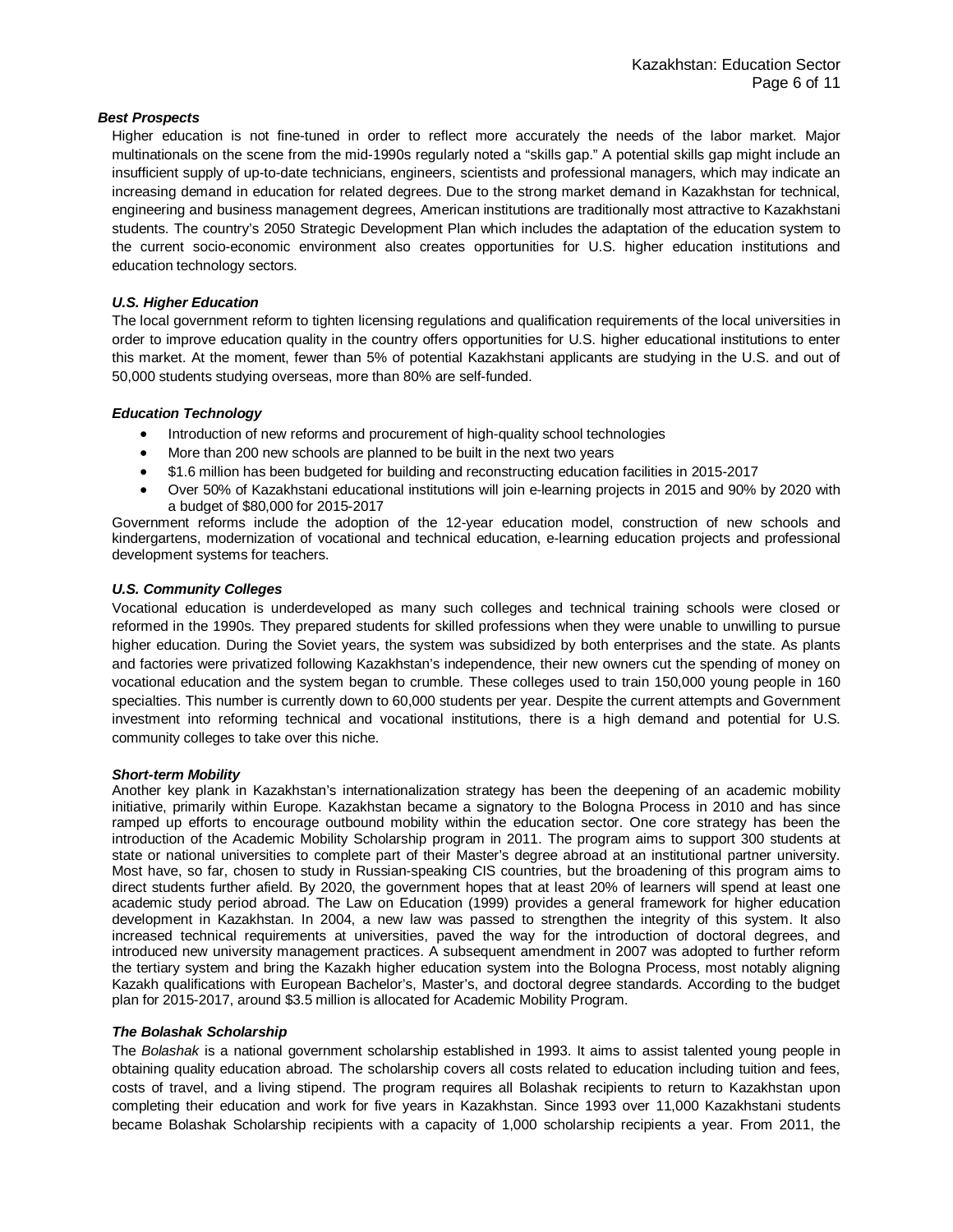### *Best Prospects*

Higher education is not fine-tuned in order to reflect more accurately the needs of the labor market. Major multinationals on the scene from the mid-1990s regularly noted a "skills gap." A potential skills gap might include an insufficient supply of up-to-date technicians, engineers, scientists and professional managers, which may indicate an increasing demand in education for related degrees. Due to the strong market demand in Kazakhstan for technical, engineering and business management degrees, American institutions are traditionally most attractive to Kazakhstani students. The country's 2050 Strategic Development Plan which includes the adaptation of the education system to the current socio-economic environment also creates opportunities for U.S. higher education institutions and education technology sectors.

### *U.S. Higher Education*

The local government reform to tighten licensing regulations and qualification requirements of the local universities in order to improve education quality in the country offers opportunities for U.S. higher educational institutions to enter this market. At the moment, fewer than 5% of potential Kazakhstani applicants are studying in the U.S. and out of 50,000 students studying overseas, more than 80% are self-funded.

### *Education Technology*

- Introduction of new reforms and procurement of high-quality school technologies
- More than 200 new schools are planned to be built in the next two years
- $1.6 million has been budgeted for building and reconstructing education facilities in 2015-2017
- Over 50% of Kazakhstani educational institutions will join e-learning projects in 2015 and 90% by 2020 with a budget of $80,000 for 2015-2017

Government reforms include the adoption of the 12-year education model, construction of new schools and kindergartens, modernization of vocational and technical education, e-learning education projects and professional development systems for teachers.

### *U.S. Community Colleges*

Vocational education is underdeveloped as many such colleges and technical training schools were closed or reformed in the 1990s. They prepared students for skilled professions when they were unable to unwilling to pursue higher education. During the Soviet years, the system was subsidized by both enterprises and the state. As plants and factories were privatized following Kazakhstan's independence, their new owners cut the spending of money on vocational education and the system began to crumble. These colleges used to train 150,000 young people in 160 specialties. This number is currently down to 60,000 students per year. Despite the current attempts and Government investment into reforming technical and vocational institutions, there is a high demand and potential for U.S. community colleges to take over this niche.

### *Short-term Mobility*

Another key plank in Kazakhstan's internationalization strategy has been the deepening of an academic mobility initiative, primarily within Europe. Kazakhstan became a signatory to the Bologna Process in 2010 and has since ramped up efforts to encourage outbound mobility within the education sector. One core strategy has been the introduction of the Academic Mobility Scholarship program in 2011. The program aims to support 300 students at state or national universities to complete part of their Master's degree abroad at an institutional partner university. Most have, so far, chosen to study in Russian-speaking CIS countries, but the broadening of this program aims to direct students further afield. By 2020, the government hopes that at least 20% of learners will spend at least one academic study period abroad. The Law on Education (1999) provides a general framework for higher education development in Kazakhstan. In 2004, a new law was passed to strengthen the integrity of this system. It also increased technical requirements at universities, paved the way for the introduction of doctoral degrees, and introduced new university management practices. A subsequent amendment in 2007 was adopted to further reform the tertiary system and bring the Kazakh higher education system into the Bologna Process, most notably aligning Kazakh qualifications with European Bachelor's, Master's, and doctoral degree standards. According to the budget plan for 2015-2017, around $3.5 million is allocated for Academic Mobility Program.

### *The Bolashak Scholarship*

The *Bolashak* is a national government scholarship established in 1993. It aims to assist talented young people in obtaining quality education abroad. The scholarship covers all costs related to education including tuition and fees, costs of travel, and a living stipend. The program requires all Bolashak recipients to return to Kazakhstan upon completing their education and work for five years in Kazakhstan. Since 1993 over 11,000 Kazakhstani students became Bolashak Scholarship recipients with a capacity of 1,000 scholarship recipients a year. From 2011, the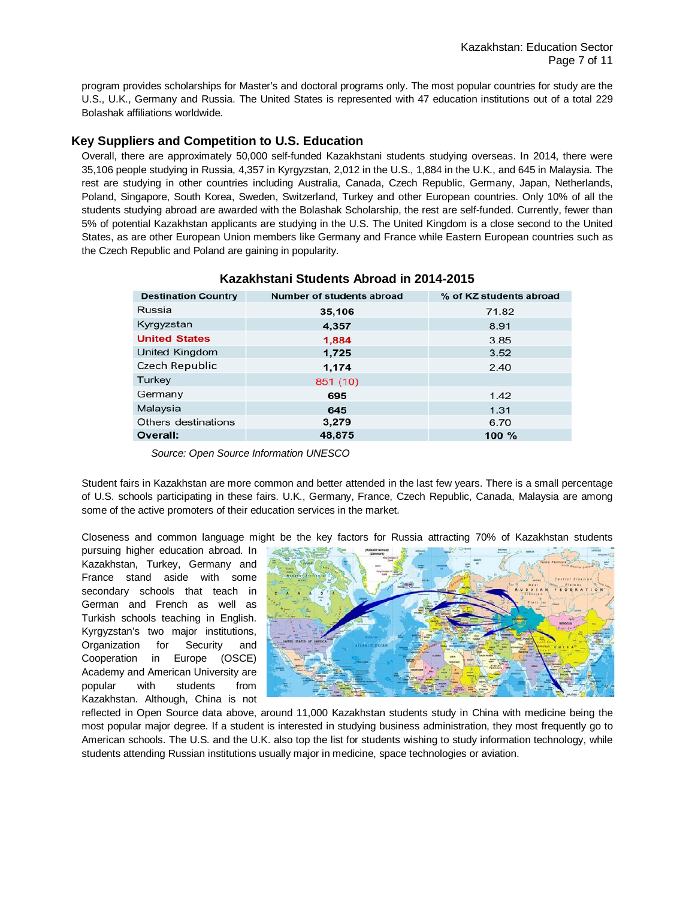program provides scholarships for Master's and doctoral programs only. The most popular countries for study are the U.S., U.K., Germany and Russia. The United States is represented with 47 education institutions out of a total 229 Bolashak affiliations worldwide.

## Key Suppliers and Competition to U.S. Education

Overall, there are approximately 50,000 self-funded Kazakhstani students studying overseas. In 2014, there were 35,106 people studying in Russia, 4,357 in Kyrgyzstan, 2,012 in the U.S., 1,884 in the U.K., and 645 in Malaysia. The rest are studying in other countries including Australia, Canada, Czech Republic, Germany, Japan, Netherlands, Poland, Singapore, South Korea, Sweden, Switzerland, Turkey and other European countries. Only 10% of all the students studying abroad are awarded with the Bolashak Scholarship, the rest are self-funded. Currently, fewer than 5% of potential Kazakhstan applicants are studying in the U.S. The United Kingdom is a close second to the United States, as are other European Union members like Germany and France while Eastern European countries such as the Czech Republic and Poland are gaining in popularity.

**Kazakhstani Students Abroad in 2014-2015**

| Destination Country | Number of students abroad | % of KZ students abroad |
|---|---|---|
| Russia | 35,106 | 71.82 |
| Kyrgyzstan | 4,357 | 8.91 |
| **United States** | 1,884 | 3.85 |
| United Kingdom | 1,725 | 3.52 |
| Czech Republic | 1,174 | 2.40 |
| Turkey | 851 (10) | |
| Germany | 695 | 1.42 |
| Malaysia | 645 | 1.31 |
| Others destinations | 3,279 | 6.70 |
| **Overall:** | 48,875 | 100 % |

*Source: Open Source Information UNESCO*

Student fairs in Kazakhstan are more common and better attended in the last few years. There is a small percentage of U.S. schools participating in these fairs. U.K., Germany, France, Czech Republic, Canada, Malaysia are among some of the active promoters of their education services in the market.

Closeness and common language might be the key factors for Russia attracting 70% of Kazakhstan students pursuing higher education abroad. In Kazakhstan, Turkey, Germany and France stand aside with some secondary schools that teach in German and French as well as Turkish schools teaching in English. Kyrgyzstan's two major institutions, Organization for Security and Cooperation in Europe (OSCE) Academy and American University are popular with students from Kazakhstan. Although, China is not reflected in Open Source data above, around 11,000 Kazakhstan students study in China with medicine being the most popular major degree. If a student is interested in studying business administration, they most frequently go to American schools. The U.S. and the U.K. also top the list for students wishing to study information technology, while students attending Russian institutions usually major in medicine, space technologies or aviation.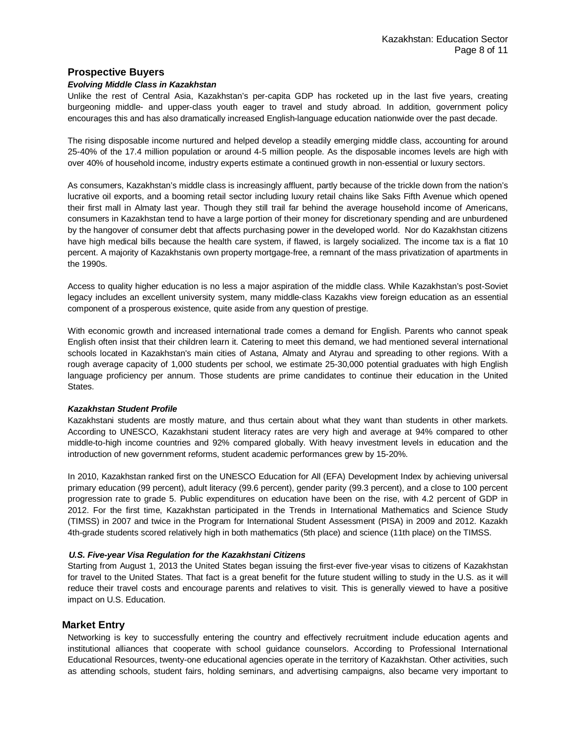## Prospective Buyers

### *Evolving Middle Class in Kazakhstan*

Unlike the rest of Central Asia, Kazakhstan's per-capita GDP has rocketed up in the last five years, creating burgeoning middle- and upper-class youth eager to travel and study abroad. In addition, government policy encourages this and has also dramatically increased English-language education nationwide over the past decade.

The rising disposable income nurtured and helped develop a steadily emerging middle class, accounting for around 25-40% of the 17.4 million population or around 4-5 million people. As the disposable incomes levels are high with over 40% of household income, industry experts estimate a continued growth in non-essential or luxury sectors.

As consumers, Kazakhstan's middle class is increasingly affluent, partly because of the trickle down from the nation's lucrative oil exports, and a booming retail sector including luxury retail chains like Saks Fifth Avenue which opened their first mall in Almaty last year. Though they still trail far behind the average household income of Americans, consumers in Kazakhstan tend to have a large portion of their money for discretionary spending and are unburdened by the hangover of consumer debt that affects purchasing power in the developed world. Nor do Kazakhstan citizens have high medical bills because the health care system, if flawed, is largely socialized. The income tax is a flat 10 percent. A majority of Kazakhstanis own property mortgage-free, a remnant of the mass privatization of apartments in the 1990s.

Access to quality higher education is no less a major aspiration of the middle class. While Kazakhstan's post-Soviet legacy includes an excellent university system, many middle-class Kazakhs view foreign education as an essential component of a prosperous existence, quite aside from any question of prestige.

With economic growth and increased international trade comes a demand for English. Parents who cannot speak English often insist that their children learn it. Catering to meet this demand, we had mentioned several international schools located in Kazakhstan's main cities of Astana, Almaty and Atyrau and spreading to other regions. With a rough average capacity of 1,000 students per school, we estimate 25-30,000 potential graduates with high English language proficiency per annum. Those students are prime candidates to continue their education in the United States.

### *Kazakhstan Student Profile*

Kazakhstani students are mostly mature, and thus certain about what they want than students in other markets. According to UNESCO, Kazakhstani student literacy rates are very high and average at 94% compared to other middle-to-high income countries and 92% compared globally. With heavy investment levels in education and the introduction of new government reforms, student academic performances grew by 15-20%.

In 2010, Kazakhstan ranked first on the UNESCO Education for All (EFA) Development Index by achieving universal primary education (99 percent), adult literacy (99.6 percent), gender parity (99.3 percent), and a close to 100 percent progression rate to grade 5. Public expenditures on education have been on the rise, with 4.2 percent of GDP in 2012. For the first time, Kazakhstan participated in the Trends in International Mathematics and Science Study (TIMSS) in 2007 and twice in the Program for International Student Assessment (PISA) in 2009 and 2012. Kazakh 4th-grade students scored relatively high in both mathematics (5th place) and science (11th place) on the TIMSS.

### *U.S. Five-year Visa Regulation for the Kazakhstani Citizens*

Starting from August 1, 2013 the United States began issuing the first-ever five-year visas to citizens of Kazakhstan for travel to the United States. That fact is a great benefit for the future student willing to study in the U.S. as it will reduce their travel costs and encourage parents and relatives to visit. This is generally viewed to have a positive impact on U.S. Education.

## Market Entry

Networking is key to successfully entering the country and effectively recruitment include education agents and institutional alliances that cooperate with school guidance counselors. According to Professional International Educational Resources, twenty-one educational agencies operate in the territory of Kazakhstan. Other activities, such as attending schools, student fairs, holding seminars, and advertising campaigns, also became very important to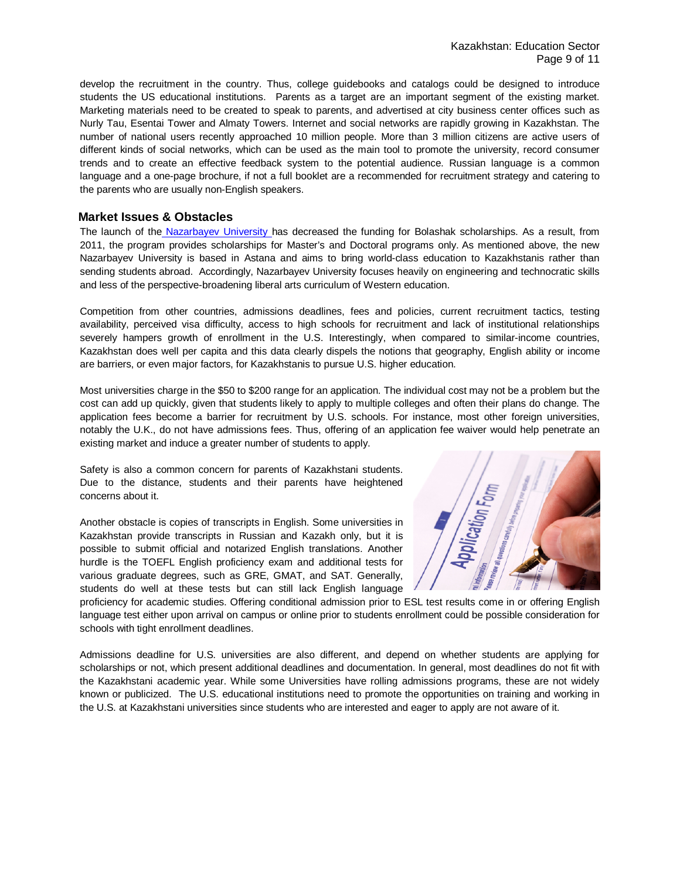develop the recruitment in the country. Thus, college guidebooks and catalogs could be designed to introduce students the US educational institutions. Parents as a target are an important segment of the existing market. Marketing materials need to be created to speak to parents, and advertised at city business center offices such as Nurly Tau, Esentai Tower and Almaty Towers. Internet and social networks are rapidly growing in Kazakhstan. The number of national users recently approached 10 million people. More than 3 million citizens are active users of different kinds of social networks, which can be used as the main tool to promote the university, record consumer trends and to create an effective feedback system to the potential audience. Russian language is a common language and a one-page brochure, if not a full booklet are a recommended for recruitment strategy and catering to the parents who are usually non-English speakers.

## Market Issues & Obstacles

The launch of the Nazarbayev University has decreased the funding for Bolashak scholarships. As a result, from 2011, the program provides scholarships for Master's and Doctoral programs only. As mentioned above, the new Nazarbayev University is based in Astana and aims to bring world-class education to Kazakhstanis rather than sending students abroad. Accordingly, Nazarbayev University focuses heavily on engineering and technocratic skills and less of the perspective-broadening liberal arts curriculum of Western education.

Competition from other countries, admissions deadlines, fees and policies, current recruitment tactics, testing availability, perceived visa difficulty, access to high schools for recruitment and lack of institutional relationships severely hampers growth of enrollment in the U.S. Interestingly, when compared to similar-income countries, Kazakhstan does well per capita and this data clearly dispels the notions that geography, English ability or income are barriers, or even major factors, for Kazakhstanis to pursue U.S. higher education.

Most universities charge in the $50 to $200 range for an application. The individual cost may not be a problem but the cost can add up quickly, given that students likely to apply to multiple colleges and often their plans do change. The application fees become a barrier for recruitment by U.S. schools. For instance, most other foreign universities, notably the U.K., do not have admissions fees. Thus, offering of an application fee waiver would help penetrate an existing market and induce a greater number of students to apply.

Safety is also a common concern for parents of Kazakhstani students. Due to the distance, students and their parents have heightened concerns about it.

Another obstacle is copies of transcripts in English. Some universities in Kazakhstan provide transcripts in Russian and Kazakh only, but it is possible to submit official and notarized English translations. Another hurdle is the TOEFL English proficiency exam and additional tests for various graduate degrees, such as GRE, GMAT, and SAT. Generally, students do well at these tests but can still lack English language proficiency for academic studies. Offering conditional admission prior to ESL test results come in or offering English language test either upon arrival on campus or online prior to students enrollment could be possible consideration for schools with tight enrollment deadlines.

Admissions deadline for U.S. universities are also different, and depend on whether students are applying for scholarships or not, which present additional deadlines and documentation. In general, most deadlines do not fit with the Kazakhstani academic year. While some Universities have rolling admissions programs, these are not widely known or publicized. The U.S. educational institutions need to promote the opportunities on training and working in the U.S. at Kazakhstani universities since students who are interested and eager to apply are not aware of it.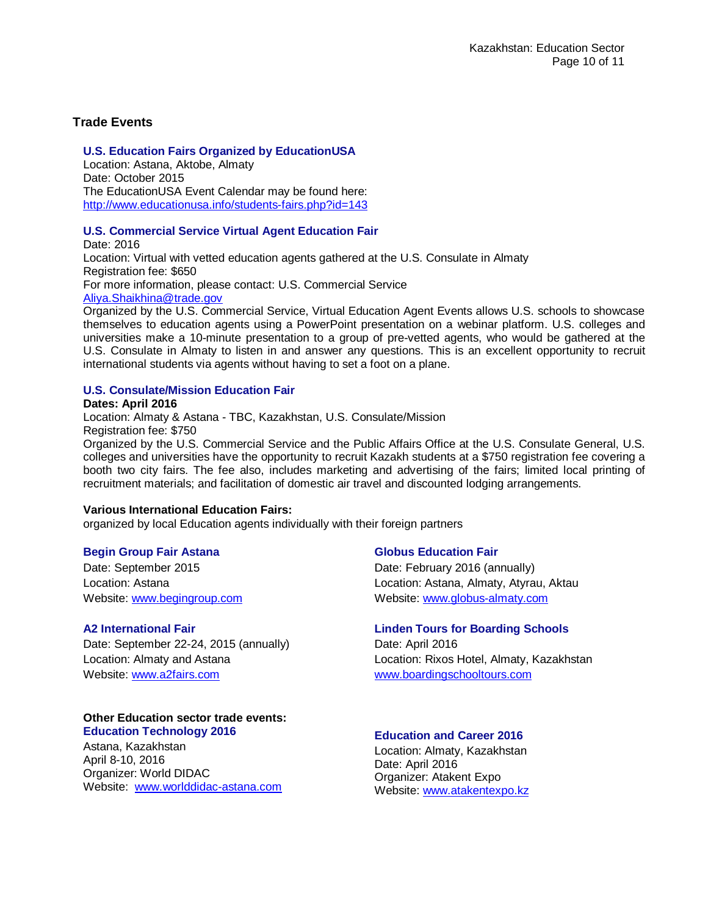## Trade Events

### U.S. Education Fairs Organized by EducationUSA

Location: Astana, Aktobe, Almaty
Date: October 2015
The EducationUSA Event Calendar may be found here:
http://www.educationusa.info/students-fairs.php?id=143

### U.S. Commercial Service Virtual Agent Education Fair

Date: 2016
Location: Virtual with vetted education agents gathered at the U.S. Consulate in Almaty
Registration fee: $650
For more information, please contact: U.S. Commercial Service
Aliya.Shaikhina@trade.gov
Organized by the U.S. Commercial Service, Virtual Education Agent Events allows U.S. schools to showcase themselves to education agents using a PowerPoint presentation on a webinar platform. U.S. colleges and universities make a 10-minute presentation to a group of pre-vetted agents, who would be gathered at the U.S. Consulate in Almaty to listen in and answer any questions. This is an excellent opportunity to recruit international students via agents without having to set a foot on a plane.

### U.S. Consulate/Mission Education Fair

**Dates: April 2016**
Location: Almaty & Astana - TBC, Kazakhstan, U.S. Consulate/Mission
Registration fee: $750
Organized by the U.S. Commercial Service and the Public Affairs Office at the U.S. Consulate General, U.S. colleges and universities have the opportunity to recruit Kazakh students at a $750 registration fee covering a booth two city fairs. The fee also, includes marketing and advertising of the fairs; limited local printing of recruitment materials; and facilitation of domestic air travel and discounted lodging arrangements.

**Various International Education Fairs:**
organized by local Education agents individually with their foreign partners

### Begin Group Fair Astana

Date: September 2015
Location: Astana
Website: www.begingroup.com

### A2 International Fair

Date: September 22-24, 2015 (annually)
Location: Almaty and Astana
Website: www.a2fairs.com

### Globus Education Fair

Date: February 2016 (annually)
Location: Astana, Almaty, Atyrau, Aktau
Website: www.globus-almaty.com

### Linden Tours for Boarding Schools

Date: April 2016
Location: Rixos Hotel, Almaty, Kazakhstan
www.boardingschooltours.com

**Other Education sector trade events:**

### Education Technology 2016

Astana, Kazakhstan
April 8-10, 2016
Organizer: World DIDAC
Website: www.worlddidac-astana.com

### Education and Career 2016

Location: Almaty, Kazakhstan
Date: April 2016
Organizer: Atakent Expo
Website: www.atakentexpo.kz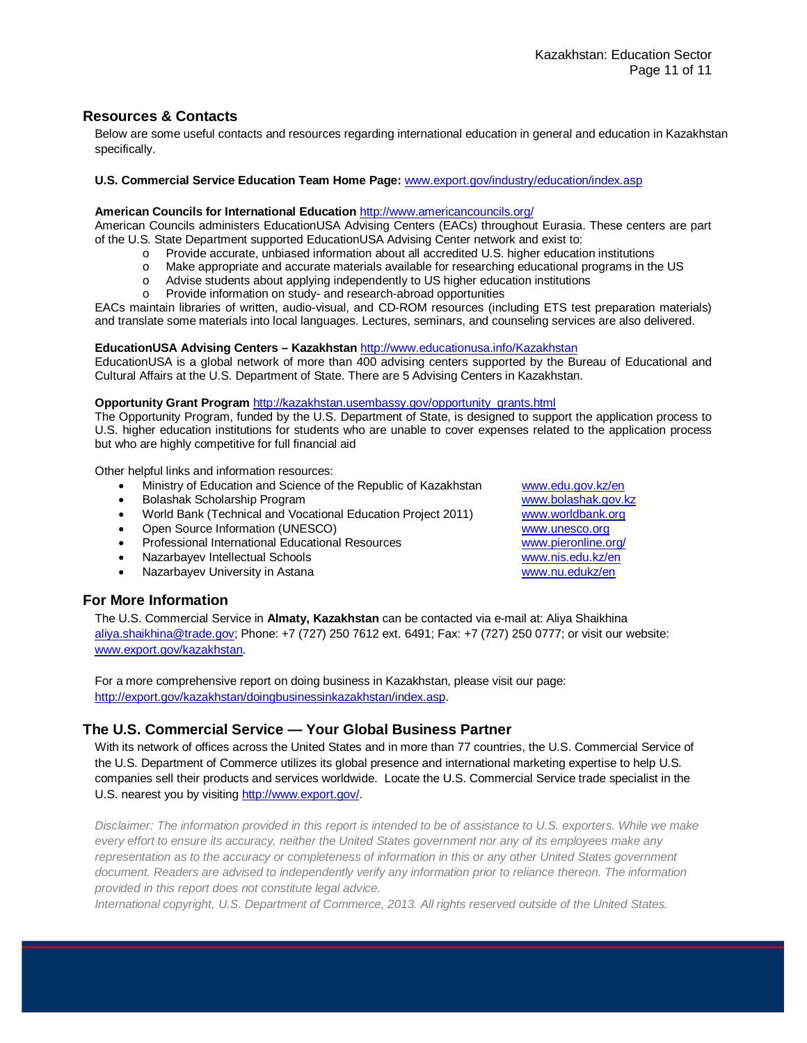## Resources & Contacts

Below are some useful contacts and resources regarding international education in general and education in Kazakhstan specifically.

**U.S. Commercial Service Education Team Home Page:** www.export.gov/industry/education/index.asp

**American Councils for International Education** http://www.americancouncils.org/

American Councils administers EducationUSA Advising Centers (EACs) throughout Eurasia. These centers are part of the U.S. State Department supported EducationUSA Advising Center network and exist to:

- Provide accurate, unbiased information about all accredited U.S. higher education institutions
- Make appropriate and accurate materials available for researching educational programs in the US
- Advise students about applying independently to US higher education institutions
- Provide information on study- and research-abroad opportunities

EACs maintain libraries of written, audio-visual, and CD-ROM resources (including ETS test preparation materials) and translate some materials into local languages. Lectures, seminars, and counseling services are also delivered.

**EducationUSA Advising Centers – Kazakhstan** http://www.educationusa.info/Kazakhstan

EducationUSA is a global network of more than 400 advising centers supported by the Bureau of Educational and Cultural Affairs at the U.S. Department of State. There are 5 Advising Centers in Kazakhstan.

**Opportunity Grant Program** http://kazakhstan.usembassy.gov/opportunity_grants.html

The Opportunity Program, funded by the U.S. Department of State, is designed to support the application process to U.S. higher education institutions for students who are unable to cover expenses related to the application process but who are highly competitive for full financial aid

Other helpful links and information resources:

- Ministry of Education and Science of the Republic of Kazakhstan — www.edu.gov.kz/en
- Bolashak Scholarship Program — www.bolashak.gov.kz
- World Bank (Technical and Vocational Education Project 2011) — www.worldbank.org
- Open Source Information (UNESCO) — www.unesco.org
- Professional International Educational Resources — www.pieronline.org/
- Nazarbayev Intellectual Schools — www.nis.edu.kz/en
- Nazarbayev University in Astana — www.nu.edukz/en

## For More Information

The U.S. Commercial Service in **Almaty, Kazakhstan** can be contacted via e-mail at: Aliya Shaikhina aliya.shaikhina@trade.gov; Phone: +7 (727) 250 7612 ext. 6491; Fax: +7 (727) 250 0777; or visit our website: www.export.gov/kazakhstan.

For a more comprehensive report on doing business in Kazakhstan, please visit our page: http://export.gov/kazakhstan/doingbusinessinkazakhstan/index.asp.

## The U.S. Commercial Service — Your Global Business Partner

With its network of offices across the United States and in more than 77 countries, the U.S. Commercial Service of the U.S. Department of Commerce utilizes its global presence and international marketing expertise to help U.S. companies sell their products and services worldwide. Locate the U.S. Commercial Service trade specialist in the U.S. nearest you by visiting http://www.export.gov/.

*Disclaimer: The information provided in this report is intended to be of assistance to U.S. exporters. While we make every effort to ensure its accuracy, neither the United States government nor any of its employees make any representation as to the accuracy or completeness of information in this or any other United States government document. Readers are advised to independently verify any information prior to reliance thereon. The information provided in this report does not constitute legal advice.*

*International copyright, U.S. Department of Commerce, 2013. All rights reserved outside of the United States.*